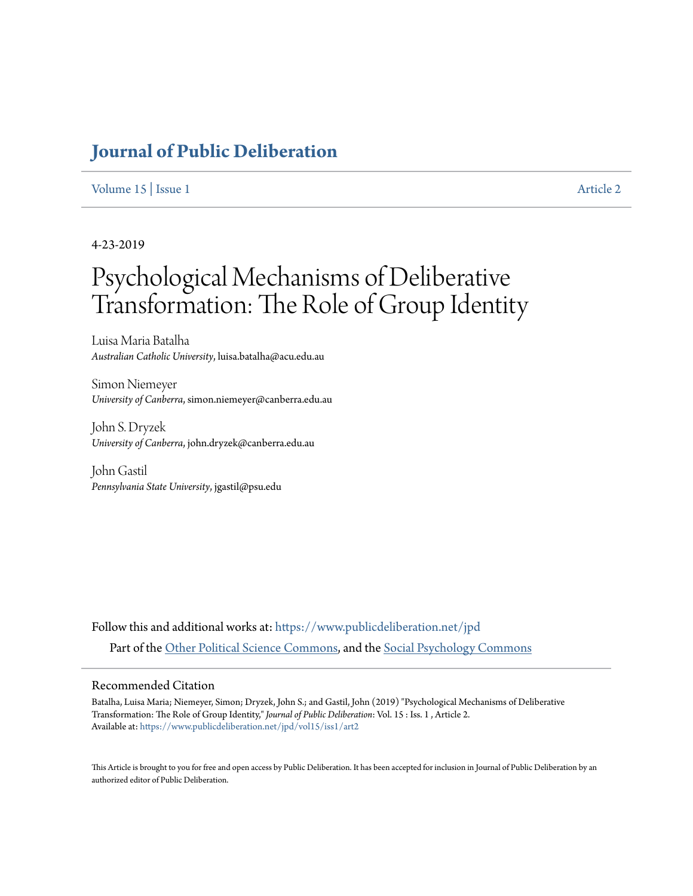# Journal of Public Deliberation

Volume 15 | Issue 1 Article 2

4-23-2019

# Psychological Mechanisms of Deliberative Transformation: The Role of Group Identity

Luisa Maria Batalha
*Australian Catholic University*, luisa.batalha@acu.edu.au

Simon Niemeyer
*University of Canberra*, simon.niemeyer@canberra.edu.au

John S. Dryzek
*University of Canberra*, john.dryzek@canberra.edu.au

John Gastil
*Pennsylvania State University*, jgastil@psu.edu

Follow this and additional works at: https://www.publicdeliberation.net/jpd

Part of the Other Political Science Commons, and the Social Psychology Commons

## Recommended Citation

Batalha, Luisa Maria; Niemeyer, Simon; Dryzek, John S.; and Gastil, John (2019) "Psychological Mechanisms of Deliberative Transformation: The Role of Group Identity," *Journal of Public Deliberation*: Vol. 15 : Iss. 1 , Article 2.
Available at: https://www.publicdeliberation.net/jpd/vol15/iss1/art2

This Article is brought to you for free and open access by Public Deliberation. It has been accepted for inclusion in Journal of Public Deliberation by an authorized editor of Public Deliberation.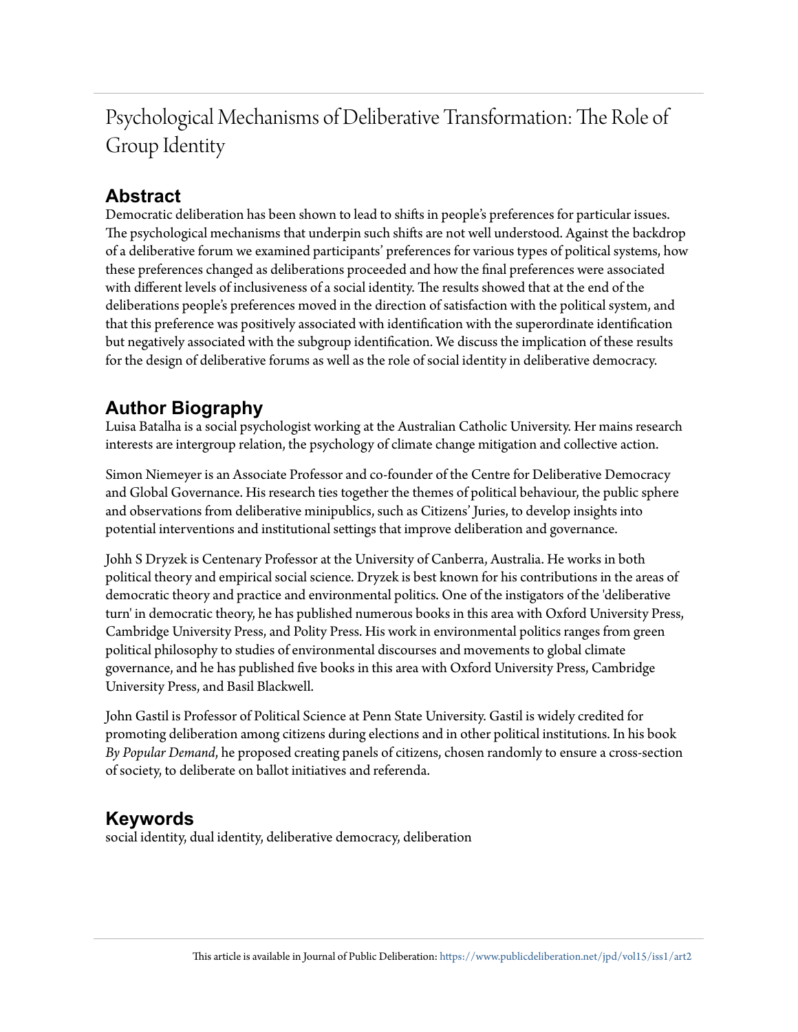# Psychological Mechanisms of Deliberative Transformation: The Role of Group Identity

## Abstract

Democratic deliberation has been shown to lead to shifts in people's preferences for particular issues. The psychological mechanisms that underpin such shifts are not well understood. Against the backdrop of a deliberative forum we examined participants' preferences for various types of political systems, how these preferences changed as deliberations proceeded and how the final preferences were associated with different levels of inclusiveness of a social identity. The results showed that at the end of the deliberations people's preferences moved in the direction of satisfaction with the political system, and that this preference was positively associated with identification with the superordinate identification but negatively associated with the subgroup identification. We discuss the implication of these results for the design of deliberative forums as well as the role of social identity in deliberative democracy.

## Author Biography

Luisa Batalha is a social psychologist working at the Australian Catholic University. Her mains research interests are intergroup relation, the psychology of climate change mitigation and collective action.

Simon Niemeyer is an Associate Professor and co-founder of the Centre for Deliberative Democracy and Global Governance. His research ties together the themes of political behaviour, the public sphere and observations from deliberative minipublics, such as Citizens' Juries, to develop insights into potential interventions and institutional settings that improve deliberation and governance.

Johh S Dryzek is Centenary Professor at the University of Canberra, Australia. He works in both political theory and empirical social science. Dryzek is best known for his contributions in the areas of democratic theory and practice and environmental politics. One of the instigators of the 'deliberative turn' in democratic theory, he has published numerous books in this area with Oxford University Press, Cambridge University Press, and Polity Press. His work in environmental politics ranges from green political philosophy to studies of environmental discourses and movements to global climate governance, and he has published five books in this area with Oxford University Press, Cambridge University Press, and Basil Blackwell.

John Gastil is Professor of Political Science at Penn State University. Gastil is widely credited for promoting deliberation among citizens during elections and in other political institutions. In his book *By Popular Demand*, he proposed creating panels of citizens, chosen randomly to ensure a cross-section of society, to deliberate on ballot initiatives and referenda.

## Keywords

social identity, dual identity, deliberative democracy, deliberation

This article is available in Journal of Public Deliberation: https://www.publicdeliberation.net/jpd/vol15/iss1/art2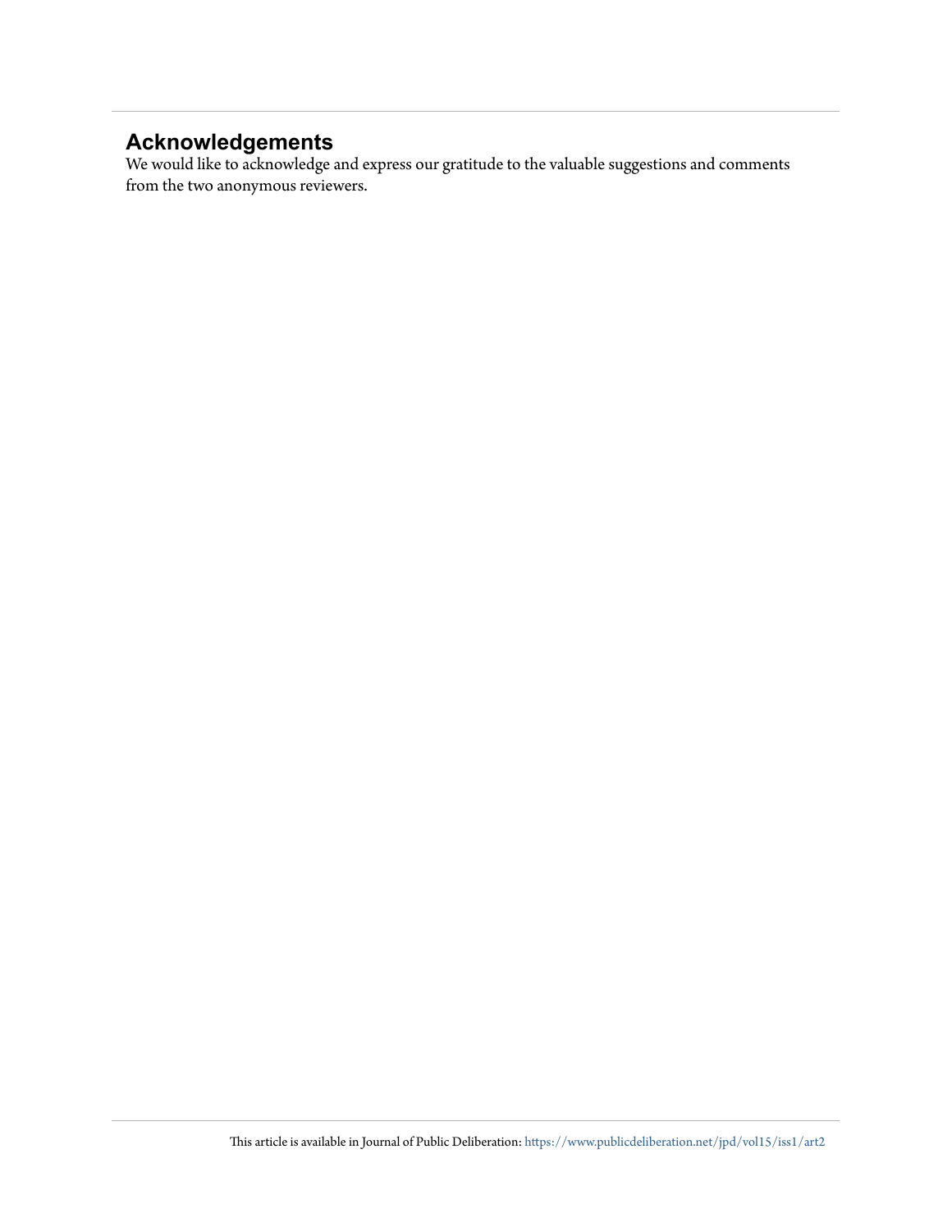## Acknowledgements

We would like to acknowledge and express our gratitude to the valuable suggestions and comments from the two anonymous reviewers.

This article is available in Journal of Public Deliberation: https://www.publicdeliberation.net/jpd/vol15/iss1/art2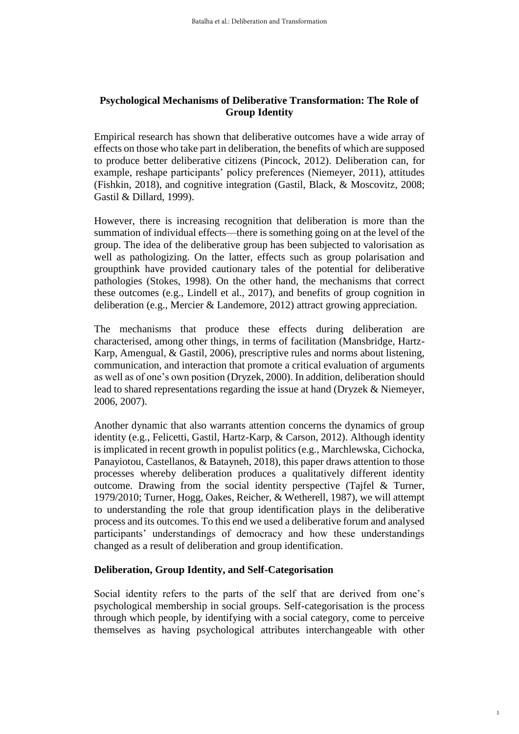## Psychological Mechanisms of Deliberative Transformation: The Role of Group Identity

Empirical research has shown that deliberative outcomes have a wide array of effects on those who take part in deliberation, the benefits of which are supposed to produce better deliberative citizens (Pincock, 2012). Deliberation can, for example, reshape participants' policy preferences (Niemeyer, 2011), attitudes (Fishkin, 2018), and cognitive integration (Gastil, Black, & Moscovitz, 2008; Gastil & Dillard, 1999).

However, there is increasing recognition that deliberation is more than the summation of individual effects—there is something going on at the level of the group. The idea of the deliberative group has been subjected to valorisation as well as pathologizing. On the latter, effects such as group polarisation and groupthink have provided cautionary tales of the potential for deliberative pathologies (Stokes, 1998). On the other hand, the mechanisms that correct these outcomes (e.g., Lindell et al., 2017), and benefits of group cognition in deliberation (e.g., Mercier & Landemore, 2012) attract growing appreciation.

The mechanisms that produce these effects during deliberation are characterised, among other things, in terms of facilitation (Mansbridge, Hartz-Karp, Amengual, & Gastil, 2006), prescriptive rules and norms about listening, communication, and interaction that promote a critical evaluation of arguments as well as of one's own position (Dryzek, 2000). In addition, deliberation should lead to shared representations regarding the issue at hand (Dryzek & Niemeyer, 2006, 2007).

Another dynamic that also warrants attention concerns the dynamics of group identity (e.g., Felicetti, Gastil, Hartz-Karp, & Carson, 2012). Although identity is implicated in recent growth in populist politics (e.g., Marchlewska, Cichocka, Panayiotou, Castellanos, & Batayneh, 2018), this paper draws attention to those processes whereby deliberation produces a qualitatively different identity outcome. Drawing from the social identity perspective (Tajfel & Turner, 1979/2010; Turner, Hogg, Oakes, Reicher, & Wetherell, 1987), we will attempt to understanding the role that group identification plays in the deliberative process and its outcomes. To this end we used a deliberative forum and analysed participants' understandings of democracy and how these understandings changed as a result of deliberation and group identification.

### Deliberation, Group Identity, and Self-Categorisation

Social identity refers to the parts of the self that are derived from one's psychological membership in social groups. Self-categorisation is the process through which people, by identifying with a social category, come to perceive themselves as having psychological attributes interchangeable with other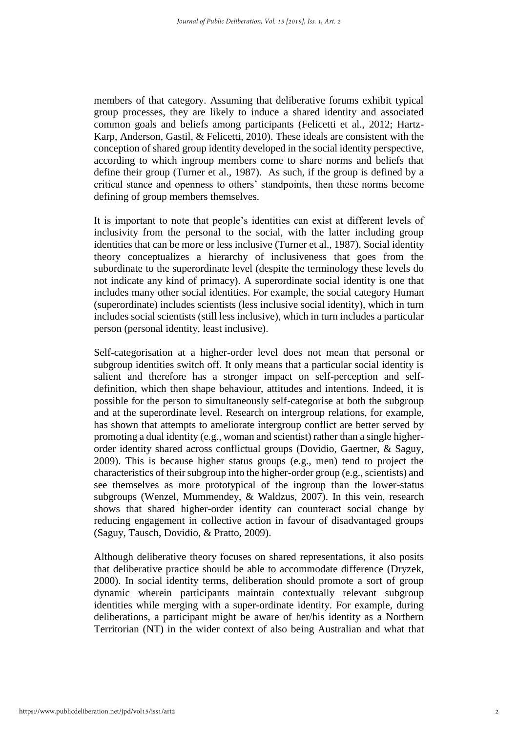members of that category. Assuming that deliberative forums exhibit typical group processes, they are likely to induce a shared identity and associated common goals and beliefs among participants (Felicetti et al., 2012; Hartz-Karp, Anderson, Gastil, & Felicetti, 2010). These ideals are consistent with the conception of shared group identity developed in the social identity perspective, according to which ingroup members come to share norms and beliefs that define their group (Turner et al., 1987). As such, if the group is defined by a critical stance and openness to others' standpoints, then these norms become defining of group members themselves.

It is important to note that people's identities can exist at different levels of inclusivity from the personal to the social, with the latter including group identities that can be more or less inclusive (Turner et al., 1987). Social identity theory conceptualizes a hierarchy of inclusiveness that goes from the subordinate to the superordinate level (despite the terminology these levels do not indicate any kind of primacy). A superordinate social identity is one that includes many other social identities. For example, the social category Human (superordinate) includes scientists (less inclusive social identity), which in turn includes social scientists (still less inclusive), which in turn includes a particular person (personal identity, least inclusive).

Self-categorisation at a higher-order level does not mean that personal or subgroup identities switch off. It only means that a particular social identity is salient and therefore has a stronger impact on self-perception and self-definition, which then shape behaviour, attitudes and intentions. Indeed, it is possible for the person to simultaneously self-categorise at both the subgroup and at the superordinate level. Research on intergroup relations, for example, has shown that attempts to ameliorate intergroup conflict are better served by promoting a dual identity (e.g., woman and scientist) rather than a single higher-order identity shared across conflictual groups (Dovidio, Gaertner, & Saguy, 2009). This is because higher status groups (e.g., men) tend to project the characteristics of their subgroup into the higher-order group (e.g., scientists) and see themselves as more prototypical of the ingroup than the lower-status subgroups (Wenzel, Mummendey, & Waldzus, 2007). In this vein, research shows that shared higher-order identity can counteract social change by reducing engagement in collective action in favour of disadvantaged groups (Saguy, Tausch, Dovidio, & Pratto, 2009).

Although deliberative theory focuses on shared representations, it also posits that deliberative practice should be able to accommodate difference (Dryzek, 2000). In social identity terms, deliberation should promote a sort of group dynamic wherein participants maintain contextually relevant subgroup identities while merging with a super-ordinate identity. For example, during deliberations, a participant might be aware of her/his identity as a Northern Territorian (NT) in the wider context of also being Australian and what that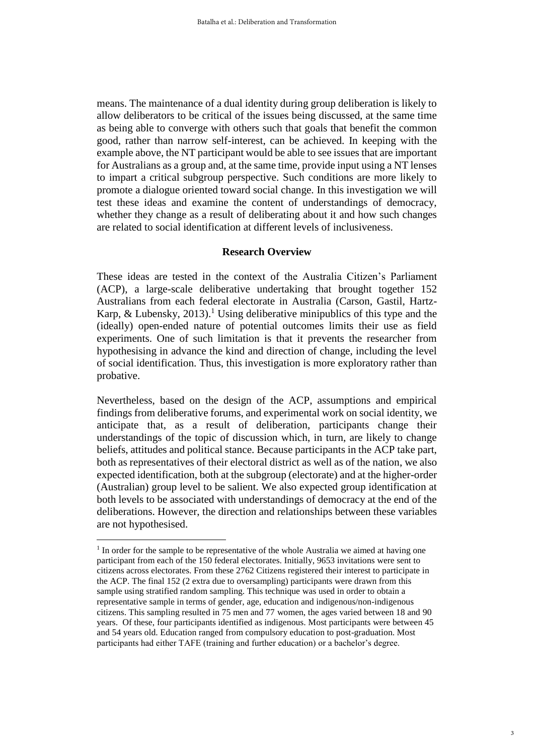means. The maintenance of a dual identity during group deliberation is likely to allow deliberators to be critical of the issues being discussed, at the same time as being able to converge with others such that goals that benefit the common good, rather than narrow self-interest, can be achieved. In keeping with the example above, the NT participant would be able to see issues that are important for Australians as a group and, at the same time, provide input using a NT lenses to impart a critical subgroup perspective. Such conditions are more likely to promote a dialogue oriented toward social change. In this investigation we will test these ideas and examine the content of understandings of democracy, whether they change as a result of deliberating about it and how such changes are related to social identification at different levels of inclusiveness.

## Research Overview

These ideas are tested in the context of the Australia Citizen's Parliament (ACP), a large-scale deliberative undertaking that brought together 152 Australians from each federal electorate in Australia (Carson, Gastil, Hartz-Karp, & Lubensky, 2013).[1] Using deliberative minipublics of this type and the (ideally) open-ended nature of potential outcomes limits their use as field experiments. One of such limitation is that it prevents the researcher from hypothesising in advance the kind and direction of change, including the level of social identification. Thus, this investigation is more exploratory rather than probative.

Nevertheless, based on the design of the ACP, assumptions and empirical findings from deliberative forums, and experimental work on social identity, we anticipate that, as a result of deliberation, participants change their understandings of the topic of discussion which, in turn, are likely to change beliefs, attitudes and political stance. Because participants in the ACP take part, both as representatives of their electoral district as well as of the nation, we also expected identification, both at the subgroup (electorate) and at the higher-order (Australian) group level to be salient. We also expected group identification at both levels to be associated with understandings of democracy at the end of the deliberations. However, the direction and relationships between these variables are not hypothesised.

---

[1] In order for the sample to be representative of the whole Australia we aimed at having one participant from each of the 150 federal electorates. Initially, 9653 invitations were sent to citizens across electorates. From these 2762 Citizens registered their interest to participate in the ACP. The final 152 (2 extra due to oversampling) participants were drawn from this sample using stratified random sampling. This technique was used in order to obtain a representative sample in terms of gender, age, education and indigenous/non-indigenous citizens. This sampling resulted in 75 men and 77 women, the ages varied between 18 and 90 years. Of these, four participants identified as indigenous. Most participants were between 45 and 54 years old. Education ranged from compulsory education to post-graduation. Most participants had either TAFE (training and further education) or a bachelor's degree.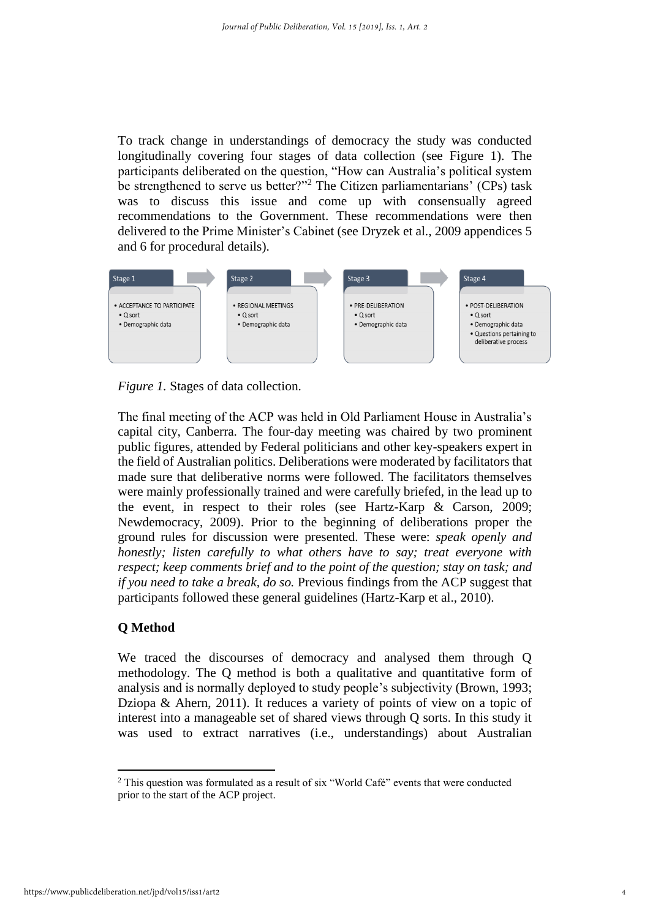To track change in understandings of democracy the study was conducted longitudinally covering four stages of data collection (see Figure 1). The participants deliberated on the question, "How can Australia's political system be strengthened to serve us better?"[2] The Citizen parliamentarians' (CPs) task was to discuss this issue and come up with consensually agreed recommendations to the Government. These recommendations were then delivered to the Prime Minister's Cabinet (see Dryzek et al., 2009 appendices 5 and 6 for procedural details).

**Stage 1**
- ACCEPTANCE TO PARTICIPATE
  - Q sort
  - Demographic data

**Stage 2**
- REGIONAL MEETINGS
  - Q sort
  - Demographic data

**Stage 3**
- PRE-DELIBERATION
  - Q sort
  - Demographic data

**Stage 4**
- POST-DELIBERATION
  - Q sort
  - Demographic data
  - Questions pertaining to deliberative process

*Figure 1.* Stages of data collection.

The final meeting of the ACP was held in Old Parliament House in Australia's capital city, Canberra. The four-day meeting was chaired by two prominent public figures, attended by Federal politicians and other key-speakers expert in the field of Australian politics. Deliberations were moderated by facilitators that made sure that deliberative norms were followed. The facilitators themselves were mainly professionally trained and were carefully briefed, in the lead up to the event, in respect to their roles (see Hartz-Karp & Carson, 2009; Newdemocracy, 2009). Prior to the beginning of deliberations proper the ground rules for discussion were presented. These were: *speak openly and honestly; listen carefully to what others have to say; treat everyone with respect; keep comments brief and to the point of the question; stay on task; and if you need to take a break, do so.* Previous findings from the ACP suggest that participants followed these general guidelines (Hartz-Karp et al., 2010).

## Q Method

We traced the discourses of democracy and analysed them through Q methodology. The Q method is both a qualitative and quantitative form of analysis and is normally deployed to study people's subjectivity (Brown, 1993; Dziopa & Ahern, 2011). It reduces a variety of points of view on a topic of interest into a manageable set of shared views through Q sorts. In this study it was used to extract narratives (i.e., understandings) about Australian

[2] This question was formulated as a result of six "World Café" events that were conducted prior to the start of the ACP project.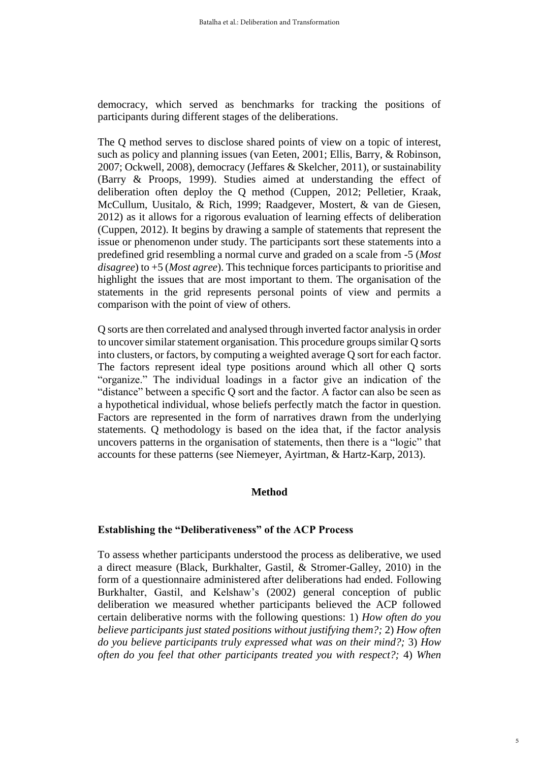democracy, which served as benchmarks for tracking the positions of participants during different stages of the deliberations.

The Q method serves to disclose shared points of view on a topic of interest, such as policy and planning issues (van Eeten, 2001; Ellis, Barry, & Robinson, 2007; Ockwell, 2008), democracy (Jeffares & Skelcher, 2011), or sustainability (Barry & Proops, 1999). Studies aimed at understanding the effect of deliberation often deploy the Q method (Cuppen, 2012; Pelletier, Kraak, McCullum, Uusitalo, & Rich, 1999; Raadgever, Mostert, & van de Giesen, 2012) as it allows for a rigorous evaluation of learning effects of deliberation (Cuppen, 2012). It begins by drawing a sample of statements that represent the issue or phenomenon under study. The participants sort these statements into a predefined grid resembling a normal curve and graded on a scale from -5 (*Most disagree*) to +5 (*Most agree*). This technique forces participants to prioritise and highlight the issues that are most important to them. The organisation of the statements in the grid represents personal points of view and permits a comparison with the point of view of others.

Q sorts are then correlated and analysed through inverted factor analysis in order to uncover similar statement organisation. This procedure groups similar Q sorts into clusters, or factors, by computing a weighted average Q sort for each factor. The factors represent ideal type positions around which all other Q sorts "organize." The individual loadings in a factor give an indication of the "distance" between a specific Q sort and the factor. A factor can also be seen as a hypothetical individual, whose beliefs perfectly match the factor in question. Factors are represented in the form of narratives drawn from the underlying statements. Q methodology is based on the idea that, if the factor analysis uncovers patterns in the organisation of statements, then there is a "logic" that accounts for these patterns (see Niemeyer, Ayirtman, & Hartz-Karp, 2013).

## Method

### Establishing the "Deliberativeness" of the ACP Process

To assess whether participants understood the process as deliberative, we used a direct measure (Black, Burkhalter, Gastil, & Stromer-Galley, 2010) in the form of a questionnaire administered after deliberations had ended. Following Burkhalter, Gastil, and Kelshaw's (2002) general conception of public deliberation we measured whether participants believed the ACP followed certain deliberative norms with the following questions: 1) *How often do you believe participants just stated positions without justifying them?;* 2) *How often do you believe participants truly expressed what was on their mind?;* 3) *How often do you feel that other participants treated you with respect?;* 4) *When*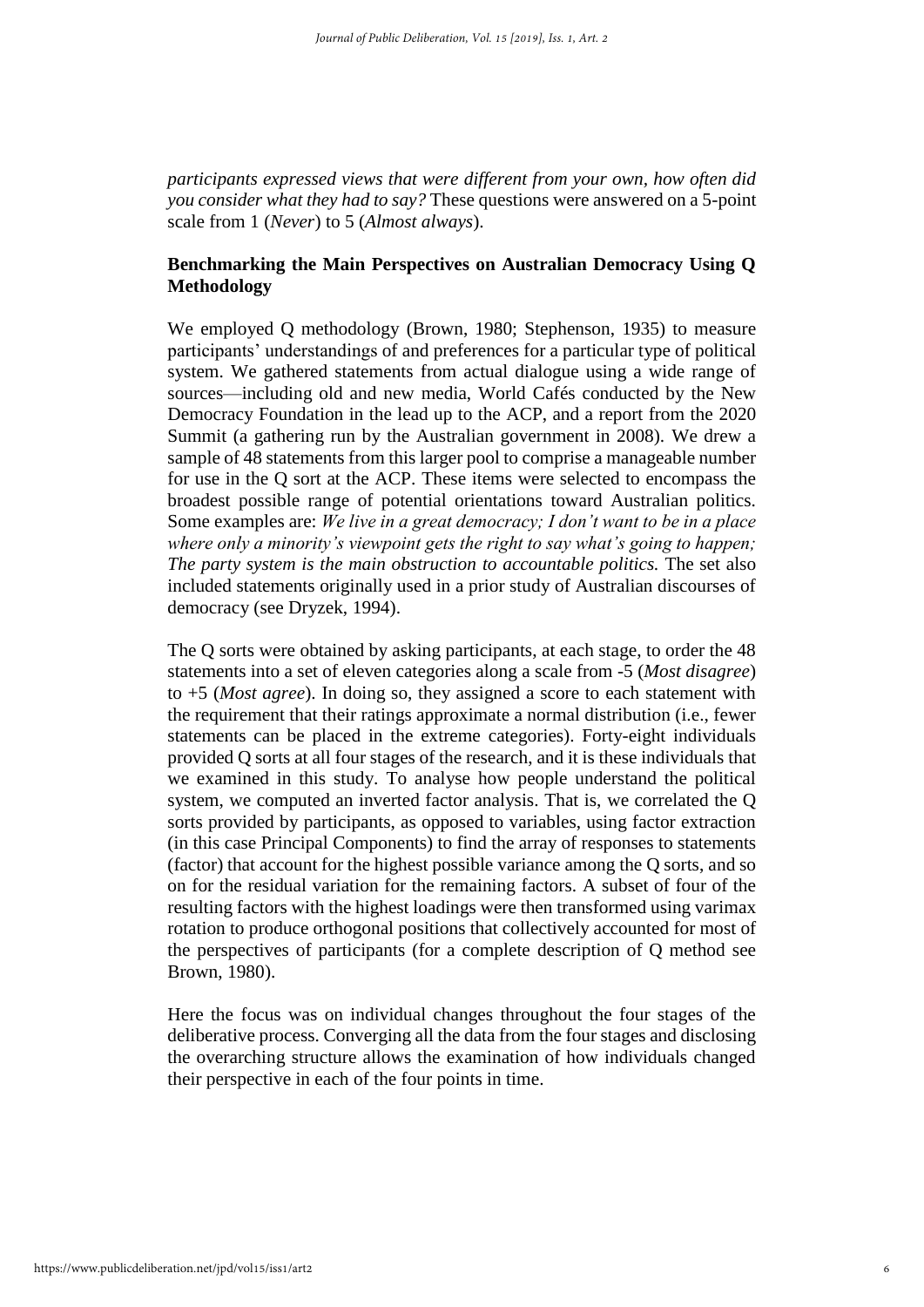*participants expressed views that were different from your own, how often did you consider what they had to say?* These questions were answered on a 5-point scale from 1 (*Never*) to 5 (*Almost always*).

**Benchmarking the Main Perspectives on Australian Democracy Using Q Methodology**

We employed Q methodology (Brown, 1980; Stephenson, 1935) to measure participants' understandings of and preferences for a particular type of political system. We gathered statements from actual dialogue using a wide range of sources—including old and new media, World Cafés conducted by the New Democracy Foundation in the lead up to the ACP, and a report from the 2020 Summit (a gathering run by the Australian government in 2008). We drew a sample of 48 statements from this larger pool to comprise a manageable number for use in the Q sort at the ACP. These items were selected to encompass the broadest possible range of potential orientations toward Australian politics. Some examples are: *We live in a great democracy; I don't want to be in a place where only a minority's viewpoint gets the right to say what's going to happen; The party system is the main obstruction to accountable politics.* The set also included statements originally used in a prior study of Australian discourses of democracy (see Dryzek, 1994).

The Q sorts were obtained by asking participants, at each stage, to order the 48 statements into a set of eleven categories along a scale from -5 (*Most disagree*) to +5 (*Most agree*). In doing so, they assigned a score to each statement with the requirement that their ratings approximate a normal distribution (i.e., fewer statements can be placed in the extreme categories). Forty-eight individuals provided Q sorts at all four stages of the research, and it is these individuals that we examined in this study. To analyse how people understand the political system, we computed an inverted factor analysis. That is, we correlated the Q sorts provided by participants, as opposed to variables, using factor extraction (in this case Principal Components) to find the array of responses to statements (factor) that account for the highest possible variance among the Q sorts, and so on for the residual variation for the remaining factors. A subset of four of the resulting factors with the highest loadings were then transformed using varimax rotation to produce orthogonal positions that collectively accounted for most of the perspectives of participants (for a complete description of Q method see Brown, 1980).

Here the focus was on individual changes throughout the four stages of the deliberative process. Converging all the data from the four stages and disclosing the overarching structure allows the examination of how individuals changed their perspective in each of the four points in time.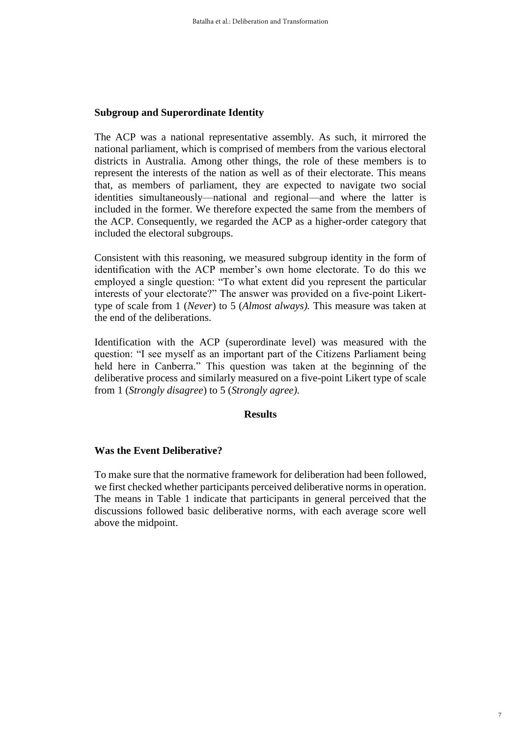### Subgroup and Superordinate Identity

The ACP was a national representative assembly. As such, it mirrored the national parliament, which is comprised of members from the various electoral districts in Australia. Among other things, the role of these members is to represent the interests of the nation as well as of their electorate. This means that, as members of parliament, they are expected to navigate two social identities simultaneously—national and regional—and where the latter is included in the former. We therefore expected the same from the members of the ACP. Consequently, we regarded the ACP as a higher-order category that included the electoral subgroups.

Consistent with this reasoning, we measured subgroup identity in the form of identification with the ACP member's own home electorate. To do this we employed a single question: "To what extent did you represent the particular interests of your electorate?" The answer was provided on a five-point Likert-type of scale from 1 (*Never*) to 5 (*Almost always).* This measure was taken at the end of the deliberations.

Identification with the ACP (superordinate level) was measured with the question: "I see myself as an important part of the Citizens Parliament being held here in Canberra." This question was taken at the beginning of the deliberative process and similarly measured on a five-point Likert type of scale from 1 (*Strongly disagree*) to 5 (*Strongly agree).*

## Results

### Was the Event Deliberative?

To make sure that the normative framework for deliberation had been followed, we first checked whether participants perceived deliberative norms in operation. The means in Table 1 indicate that participants in general perceived that the discussions followed basic deliberative norms, with each average score well above the midpoint.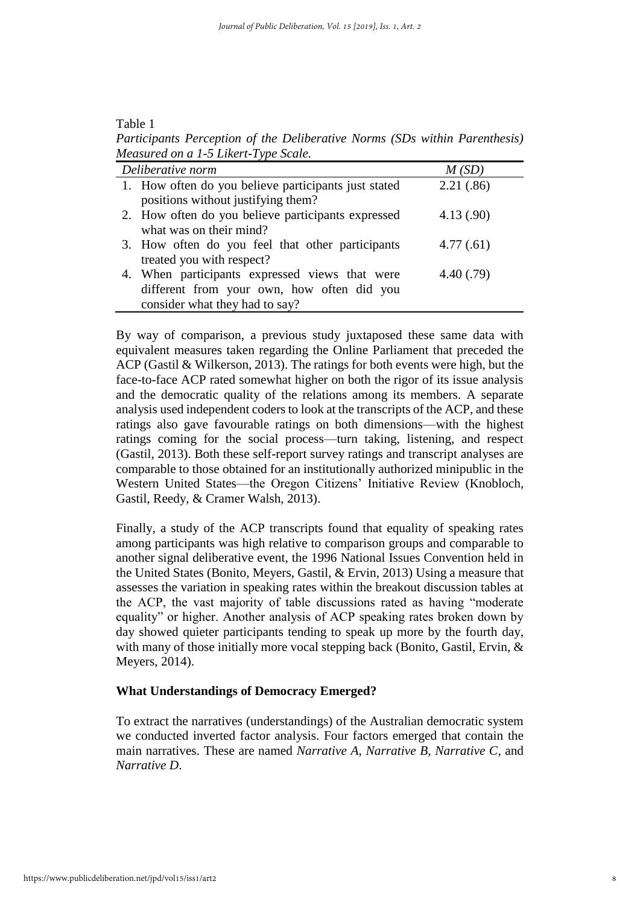Table 1

*Participants Perception of the Deliberative Norms (SDs within Parenthesis) Measured on a 1-5 Likert-Type Scale.*

| *Deliberative norm* | *M (SD)* |
|---|---|
| 1. How often do you believe participants just stated positions without justifying them? | 2.21 (.86) |
| 2. How often do you believe participants expressed what was on their mind? | 4.13 (.90) |
| 3. How often do you feel that other participants treated you with respect? | 4.77 (.61) |
| 4. When participants expressed views that were different from your own, how often did you consider what they had to say? | 4.40 (.79) |

By way of comparison, a previous study juxtaposed these same data with equivalent measures taken regarding the Online Parliament that preceded the ACP (Gastil & Wilkerson, 2013). The ratings for both events were high, but the face-to-face ACP rated somewhat higher on both the rigor of its issue analysis and the democratic quality of the relations among its members. A separate analysis used independent coders to look at the transcripts of the ACP, and these ratings also gave favourable ratings on both dimensions—with the highest ratings coming for the social process—turn taking, listening, and respect (Gastil, 2013). Both these self-report survey ratings and transcript analyses are comparable to those obtained for an institutionally authorized minipublic in the Western United States—the Oregon Citizens' Initiative Review (Knobloch, Gastil, Reedy, & Cramer Walsh, 2013).

Finally, a study of the ACP transcripts found that equality of speaking rates among participants was high relative to comparison groups and comparable to another signal deliberative event, the 1996 National Issues Convention held in the United States (Bonito, Meyers, Gastil, & Ervin, 2013) Using a measure that assesses the variation in speaking rates within the breakout discussion tables at the ACP, the vast majority of table discussions rated as having "moderate equality" or higher. Another analysis of ACP speaking rates broken down by day showed quieter participants tending to speak up more by the fourth day, with many of those initially more vocal stepping back (Bonito, Gastil, Ervin, & Meyers, 2014).

## What Understandings of Democracy Emerged?

To extract the narratives (understandings) of the Australian democratic system we conducted inverted factor analysis. Four factors emerged that contain the main narratives. These are named *Narrative A*, *Narrative B*, *Narrative C*, and *Narrative D*.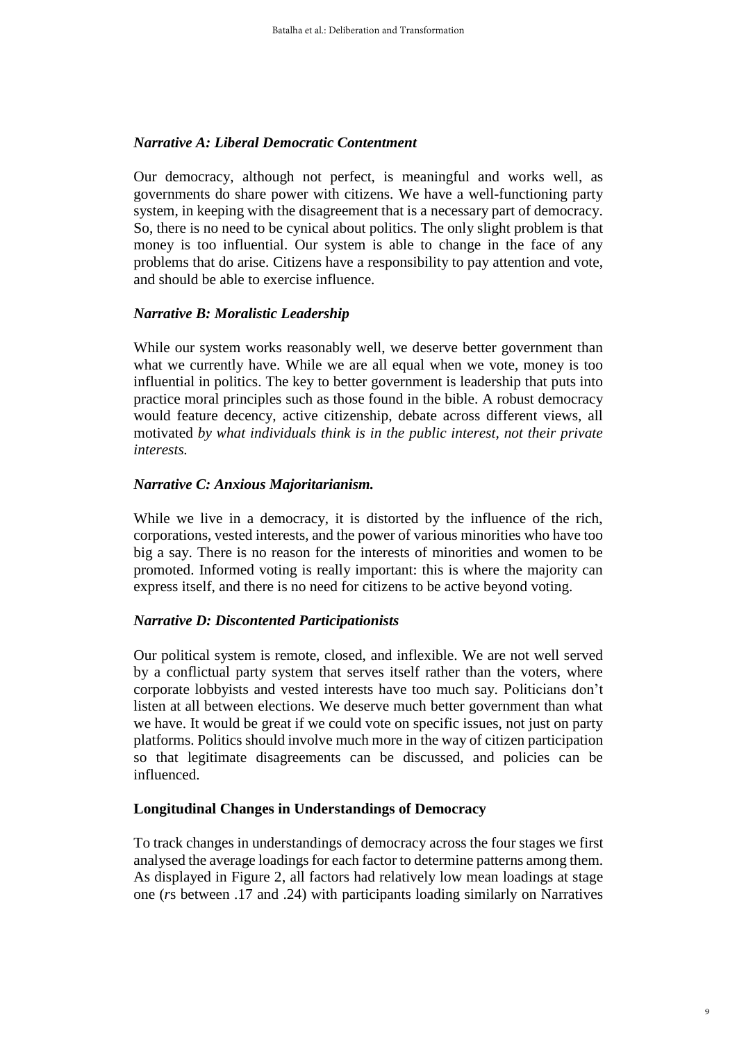### *Narrative A: Liberal Democratic Contentment*

Our democracy, although not perfect, is meaningful and works well, as governments do share power with citizens. We have a well-functioning party system, in keeping with the disagreement that is a necessary part of democracy. So, there is no need to be cynical about politics. The only slight problem is that money is too influential. Our system is able to change in the face of any problems that do arise. Citizens have a responsibility to pay attention and vote, and should be able to exercise influence.

### *Narrative B: Moralistic Leadership*

While our system works reasonably well, we deserve better government than what we currently have. While we are all equal when we vote, money is too influential in politics. The key to better government is leadership that puts into practice moral principles such as those found in the bible. A robust democracy would feature decency, active citizenship, debate across different views, all motivated *by what individuals think is in the public interest, not their private interests.*

### *Narrative C: Anxious Majoritarianism.*

While we live in a democracy, it is distorted by the influence of the rich, corporations, vested interests, and the power of various minorities who have too big a say. There is no reason for the interests of minorities and women to be promoted. Informed voting is really important: this is where the majority can express itself, and there is no need for citizens to be active beyond voting.

### *Narrative D: Discontented Participationists*

Our political system is remote, closed, and inflexible. We are not well served by a conflictual party system that serves itself rather than the voters, where corporate lobbyists and vested interests have too much say. Politicians don't listen at all between elections. We deserve much better government than what we have. It would be great if we could vote on specific issues, not just on party platforms. Politics should involve much more in the way of citizen participation so that legitimate disagreements can be discussed, and policies can be influenced.

## Longitudinal Changes in Understandings of Democracy

To track changes in understandings of democracy across the four stages we first analysed the average loadings for each factor to determine patterns among them. As displayed in Figure 2, all factors had relatively low mean loadings at stage one ($r$s between .17 and .24) with participants loading similarly on Narratives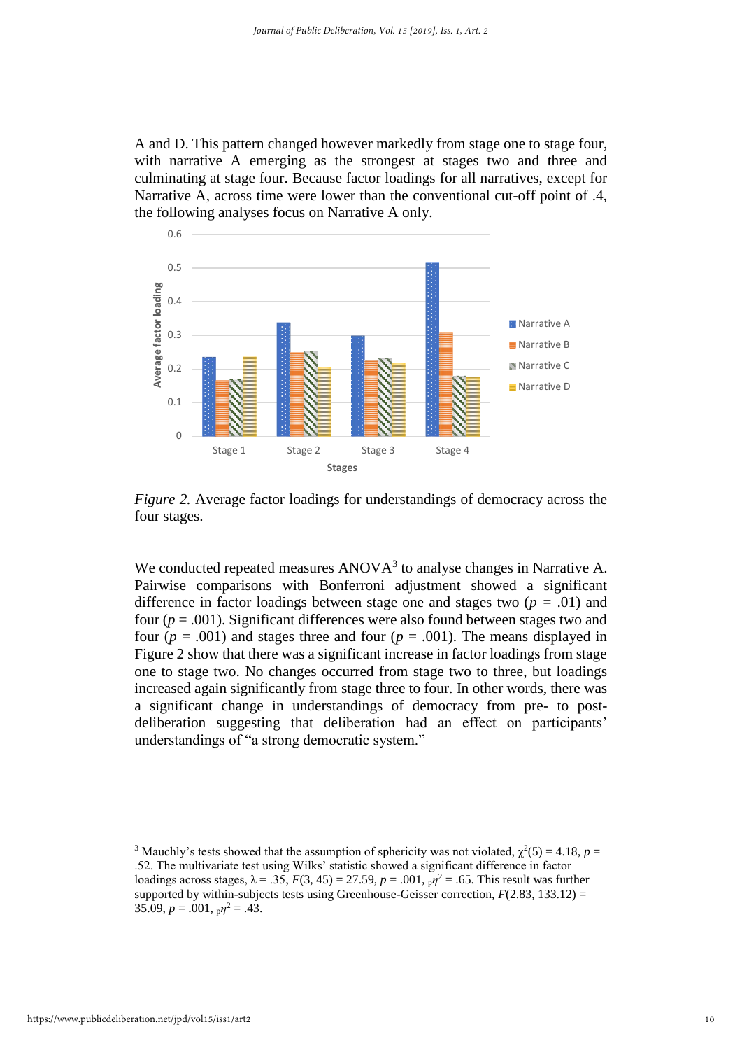A and D. This pattern changed however markedly from stage one to stage four, with narrative A emerging as the strongest at stages two and three and culminating at stage four. Because factor loadings for all narratives, except for Narrative A, across time were lower than the conventional cut-off point of .4, the following analyses focus on Narrative A only.

*Figure 2.* Average factor loadings for understandings of democracy across the four stages.

We conducted repeated measures ANOVA[3] to analyse changes in Narrative A. Pairwise comparisons with Bonferroni adjustment showed a significant difference in factor loadings between stage one and stages two ($p$ = .01) and four ($p$ = .001). Significant differences were also found between stages two and four ($p$ = .001) and stages three and four ($p$ = .001). The means displayed in Figure 2 show that there was a significant increase in factor loadings from stage one to stage two. No changes occurred from stage two to three, but loadings increased again significantly from stage three to four. In other words, there was a significant change in understandings of democracy from pre- to post-deliberation suggesting that deliberation had an effect on participants' understandings of "a strong democratic system."

[3] Mauchly's tests showed that the assumption of sphericity was not violated, $\chi^2(5) = 4.18$, $p$ = .52. The multivariate test using Wilks' statistic showed a significant difference in factor loadings across stages, $\lambda = .35$, $F(3, 45) = 27.59$, $p = .001$, ${}_p\eta^2 = .65$. This result was further supported by within-subjects tests using Greenhouse-Geisser correction, $F(2.83, 133.12) = 35.09$, $p = .001$, ${}_p\eta^2 = .43$.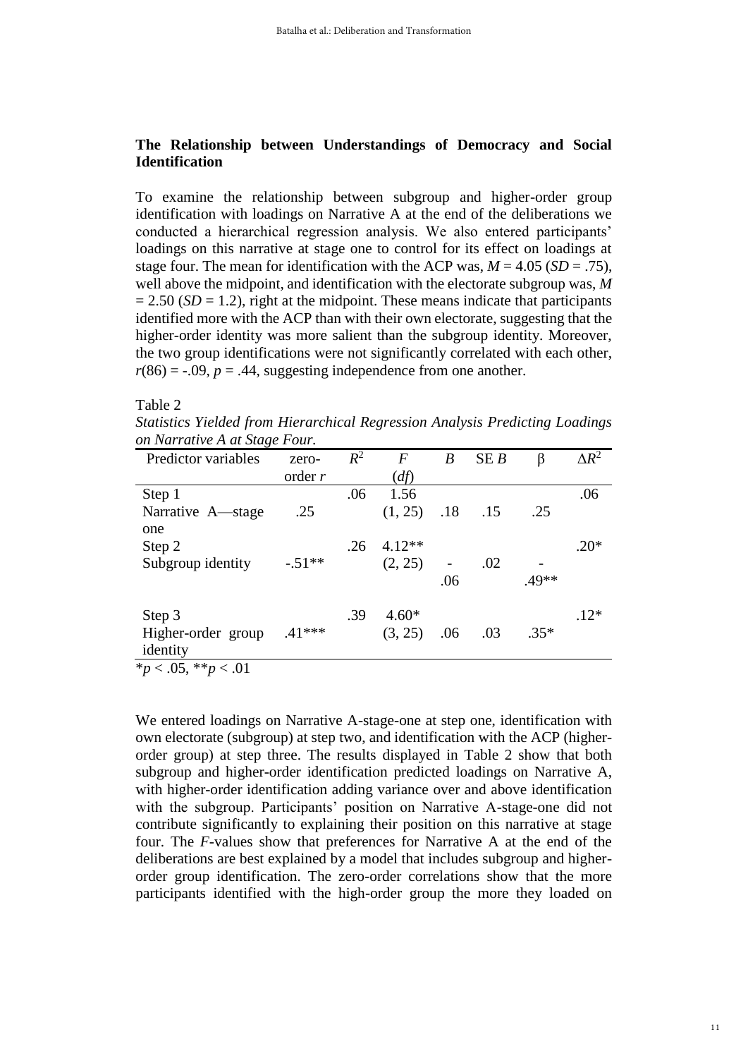## The Relationship between Understandings of Democracy and Social Identification

To examine the relationship between subgroup and higher-order group identification with loadings on Narrative A at the end of the deliberations we conducted a hierarchical regression analysis. We also entered participants' loadings on this narrative at stage one to control for its effect on loadings at stage four. The mean for identification with the ACP was, $M = 4.05$ ($SD = .75$), well above the midpoint, and identification with the electorate subgroup was, $M = 2.50$ ($SD = 1.2$), right at the midpoint. These means indicate that participants identified more with the ACP than with their own electorate, suggesting that the higher-order identity was more salient than the subgroup identity. Moreover, the two group identifications were not significantly correlated with each other, $r(86) = -.09$, $p = .44$, suggesting independence from one another.

Table 2

*Statistics Yielded from Hierarchical Regression Analysis Predicting Loadings on Narrative A at Stage Four.*

| Predictor variables | zero-order $r$ | $R^2$ | $F$ ($df$) | $B$ | SE $B$ | β | $\Delta R^2$ |
|---|---|---|---|---|---|---|---|
| Step 1 | | .06 | 1.56 | | | | .06 |
| Narrative A—stage one | .25 | | (1, 25) | .18 | .15 | .25 | |
| Step 2 | | .26 | 4.12** | | | | .20* |
| Subgroup identity | -.51** | | (2, 25) | -.06 | .02 | -.49** | |
| Step 3 | | .39 | 4.60* | | | | .12* |
| Higher-order group identity | .41*** | | (3, 25) | .06 | .03 | .35* | |

$*p < .05$, $**p < .01$

We entered loadings on Narrative A-stage-one at step one, identification with own electorate (subgroup) at step two, and identification with the ACP (higher-order group) at step three. The results displayed in Table 2 show that both subgroup and higher-order identification predicted loadings on Narrative A, with higher-order identification adding variance over and above identification with the subgroup. Participants' position on Narrative A-stage-one did not contribute significantly to explaining their position on this narrative at stage four. The $F$-values show that preferences for Narrative A at the end of the deliberations are best explained by a model that includes subgroup and higher-order group identification. The zero-order correlations show that the more participants identified with the high-order group the more they loaded on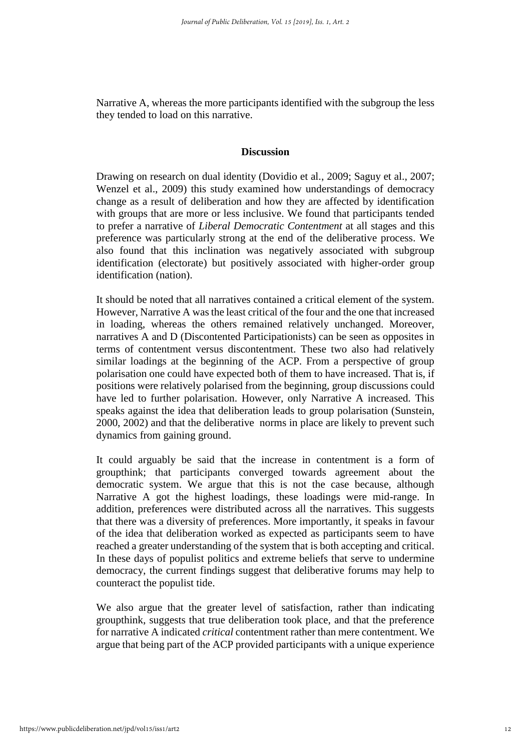Narrative A, whereas the more participants identified with the subgroup the less they tended to load on this narrative.

## Discussion

Drawing on research on dual identity (Dovidio et al., 2009; Saguy et al., 2007; Wenzel et al., 2009) this study examined how understandings of democracy change as a result of deliberation and how they are affected by identification with groups that are more or less inclusive. We found that participants tended to prefer a narrative of *Liberal Democratic Contentment* at all stages and this preference was particularly strong at the end of the deliberative process. We also found that this inclination was negatively associated with subgroup identification (electorate) but positively associated with higher-order group identification (nation).

It should be noted that all narratives contained a critical element of the system. However, Narrative A was the least critical of the four and the one that increased in loading, whereas the others remained relatively unchanged. Moreover, narratives A and D (Discontented Participationists) can be seen as opposites in terms of contentment versus discontentment. These two also had relatively similar loadings at the beginning of the ACP. From a perspective of group polarisation one could have expected both of them to have increased. That is, if positions were relatively polarised from the beginning, group discussions could have led to further polarisation. However, only Narrative A increased. This speaks against the idea that deliberation leads to group polarisation (Sunstein, 2000, 2002) and that the deliberative norms in place are likely to prevent such dynamics from gaining ground.

It could arguably be said that the increase in contentment is a form of groupthink; that participants converged towards agreement about the democratic system. We argue that this is not the case because, although Narrative A got the highest loadings, these loadings were mid-range. In addition, preferences were distributed across all the narratives. This suggests that there was a diversity of preferences. More importantly, it speaks in favour of the idea that deliberation worked as expected as participants seem to have reached a greater understanding of the system that is both accepting and critical. In these days of populist politics and extreme beliefs that serve to undermine democracy, the current findings suggest that deliberative forums may help to counteract the populist tide.

We also argue that the greater level of satisfaction, rather than indicating groupthink, suggests that true deliberation took place, and that the preference for narrative A indicated *critical* contentment rather than mere contentment. We argue that being part of the ACP provided participants with a unique experience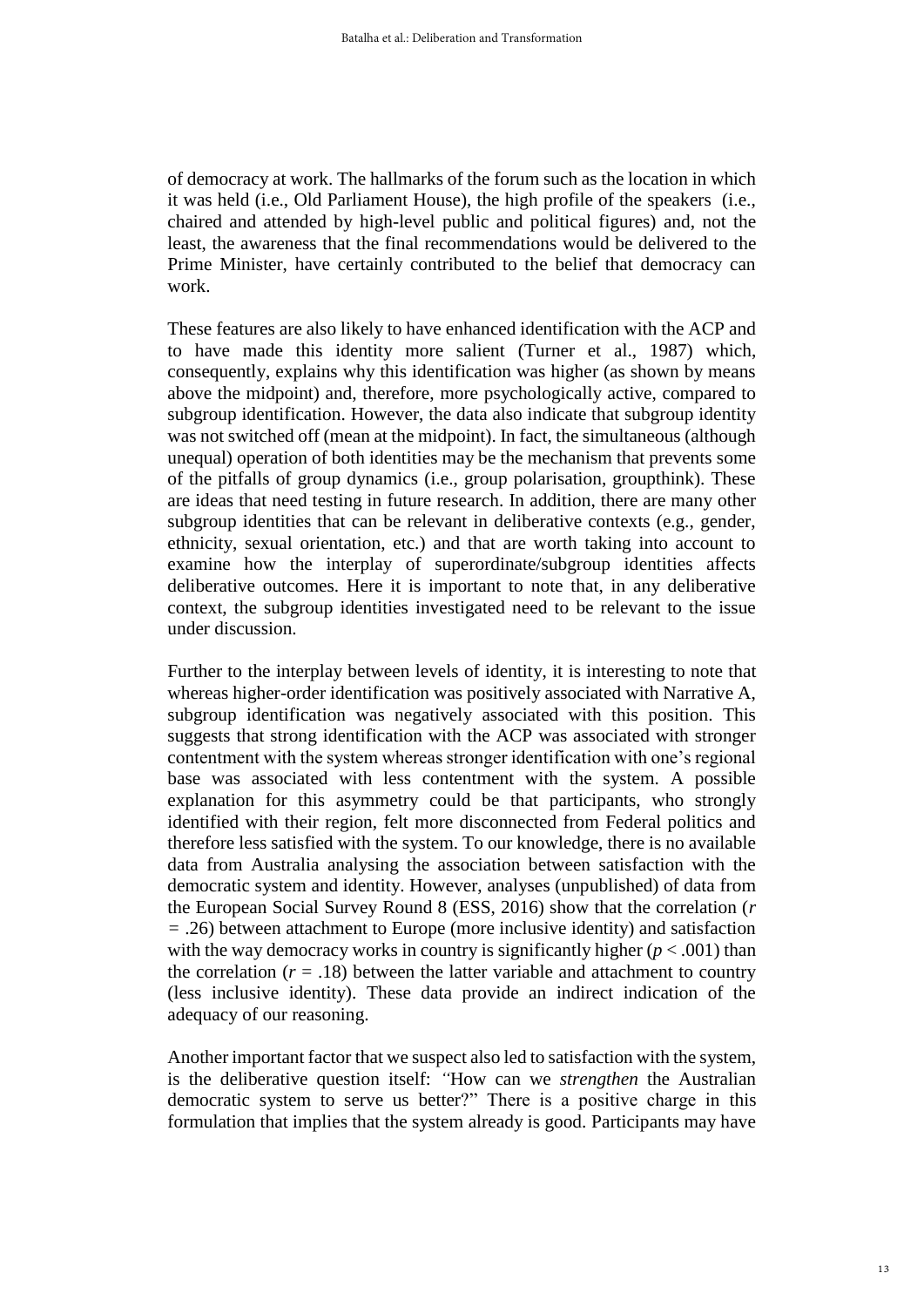of democracy at work. The hallmarks of the forum such as the location in which it was held (i.e., Old Parliament House), the high profile of the speakers (i.e., chaired and attended by high-level public and political figures) and, not the least, the awareness that the final recommendations would be delivered to the Prime Minister, have certainly contributed to the belief that democracy can work.

These features are also likely to have enhanced identification with the ACP and to have made this identity more salient (Turner et al., 1987) which, consequently, explains why this identification was higher (as shown by means above the midpoint) and, therefore, more psychologically active, compared to subgroup identification. However, the data also indicate that subgroup identity was not switched off (mean at the midpoint). In fact, the simultaneous (although unequal) operation of both identities may be the mechanism that prevents some of the pitfalls of group dynamics (i.e., group polarisation, groupthink). These are ideas that need testing in future research. In addition, there are many other subgroup identities that can be relevant in deliberative contexts (e.g., gender, ethnicity, sexual orientation, etc.) and that are worth taking into account to examine how the interplay of superordinate/subgroup identities affects deliberative outcomes. Here it is important to note that, in any deliberative context, the subgroup identities investigated need to be relevant to the issue under discussion.

Further to the interplay between levels of identity, it is interesting to note that whereas higher-order identification was positively associated with Narrative A, subgroup identification was negatively associated with this position. This suggests that strong identification with the ACP was associated with stronger contentment with the system whereas stronger identification with one's regional base was associated with less contentment with the system. A possible explanation for this asymmetry could be that participants, who strongly identified with their region, felt more disconnected from Federal politics and therefore less satisfied with the system. To our knowledge, there is no available data from Australia analysing the association between satisfaction with the democratic system and identity. However, analyses (unpublished) of data from the European Social Survey Round 8 (ESS, 2016) show that the correlation ($r = .26$) between attachment to Europe (more inclusive identity) and satisfaction with the way democracy works in country is significantly higher ($p < .001$) than the correlation ($r = .18$) between the latter variable and attachment to country (less inclusive identity). These data provide an indirect indication of the adequacy of our reasoning.

Another important factor that we suspect also led to satisfaction with the system, is the deliberative question itself: "How can we *strengthen* the Australian democratic system to serve us better?" There is a positive charge in this formulation that implies that the system already is good. Participants may have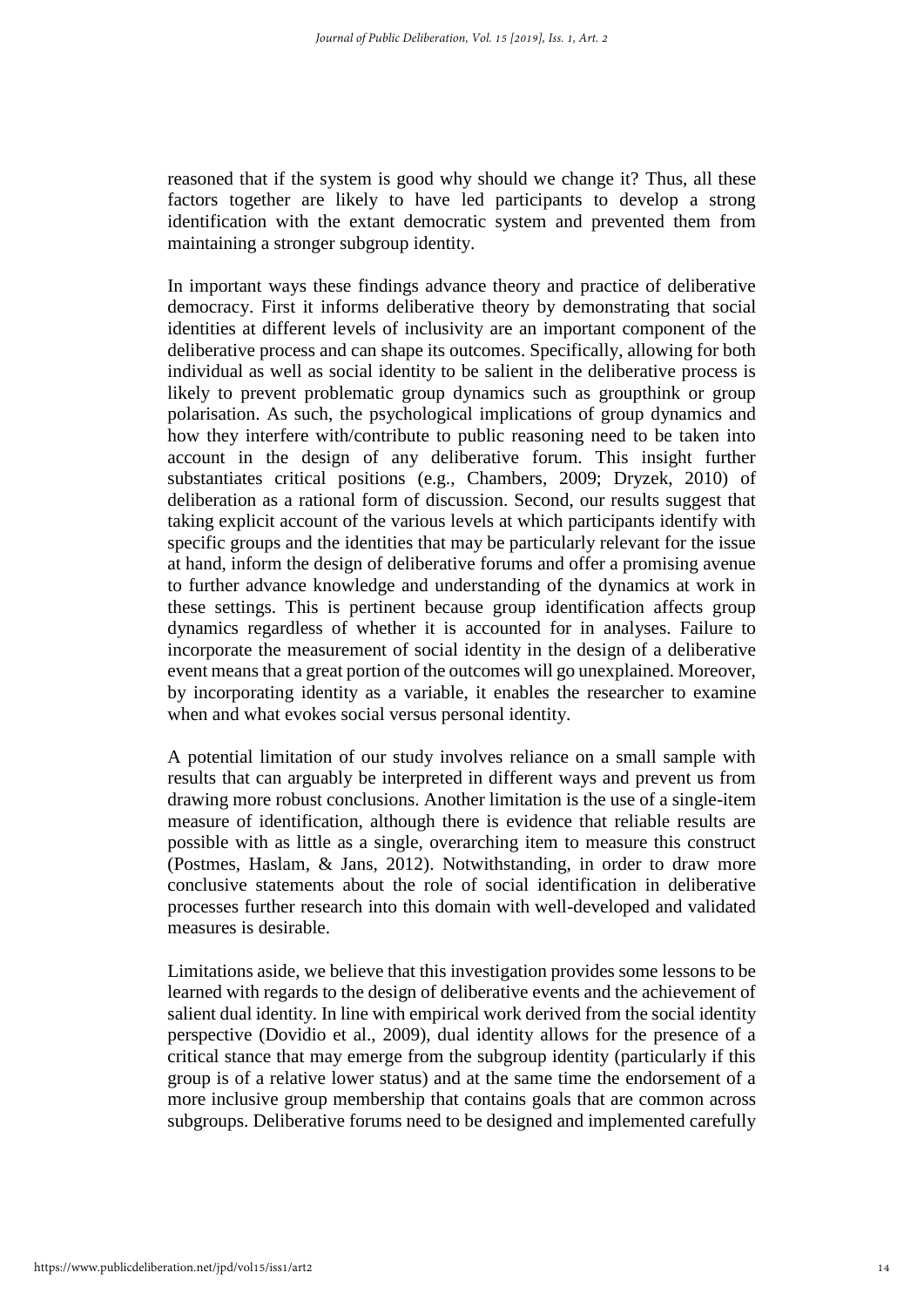reasoned that if the system is good why should we change it? Thus, all these factors together are likely to have led participants to develop a strong identification with the extant democratic system and prevented them from maintaining a stronger subgroup identity.

In important ways these findings advance theory and practice of deliberative democracy. First it informs deliberative theory by demonstrating that social identities at different levels of inclusivity are an important component of the deliberative process and can shape its outcomes. Specifically, allowing for both individual as well as social identity to be salient in the deliberative process is likely to prevent problematic group dynamics such as groupthink or group polarisation. As such, the psychological implications of group dynamics and how they interfere with/contribute to public reasoning need to be taken into account in the design of any deliberative forum. This insight further substantiates critical positions (e.g., Chambers, 2009; Dryzek, 2010) of deliberation as a rational form of discussion. Second, our results suggest that taking explicit account of the various levels at which participants identify with specific groups and the identities that may be particularly relevant for the issue at hand, inform the design of deliberative forums and offer a promising avenue to further advance knowledge and understanding of the dynamics at work in these settings. This is pertinent because group identification affects group dynamics regardless of whether it is accounted for in analyses. Failure to incorporate the measurement of social identity in the design of a deliberative event means that a great portion of the outcomes will go unexplained. Moreover, by incorporating identity as a variable, it enables the researcher to examine when and what evokes social versus personal identity.

A potential limitation of our study involves reliance on a small sample with results that can arguably be interpreted in different ways and prevent us from drawing more robust conclusions. Another limitation is the use of a single-item measure of identification, although there is evidence that reliable results are possible with as little as a single, overarching item to measure this construct (Postmes, Haslam, & Jans, 2012). Notwithstanding, in order to draw more conclusive statements about the role of social identification in deliberative processes further research into this domain with well-developed and validated measures is desirable.

Limitations aside, we believe that this investigation provides some lessons to be learned with regards to the design of deliberative events and the achievement of salient dual identity. In line with empirical work derived from the social identity perspective (Dovidio et al., 2009), dual identity allows for the presence of a critical stance that may emerge from the subgroup identity (particularly if this group is of a relative lower status) and at the same time the endorsement of a more inclusive group membership that contains goals that are common across subgroups. Deliberative forums need to be designed and implemented carefully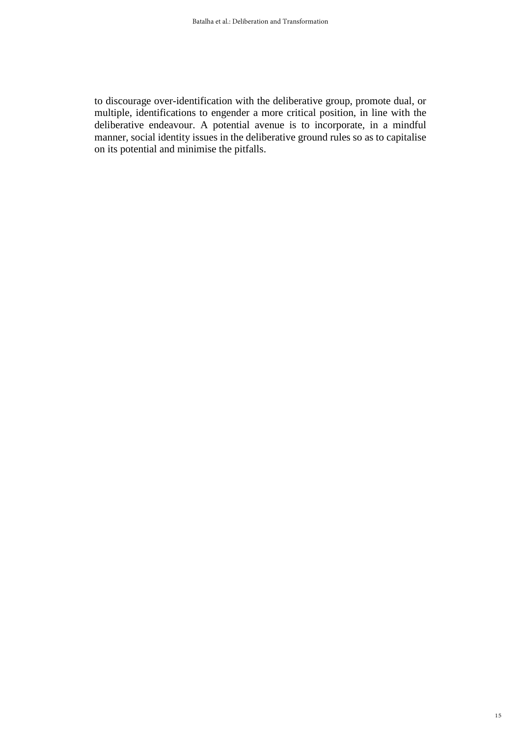to discourage over-identification with the deliberative group, promote dual, or multiple, identifications to engender a more critical position, in line with the deliberative endeavour. A potential avenue is to incorporate, in a mindful manner, social identity issues in the deliberative ground rules so as to capitalise on its potential and minimise the pitfalls.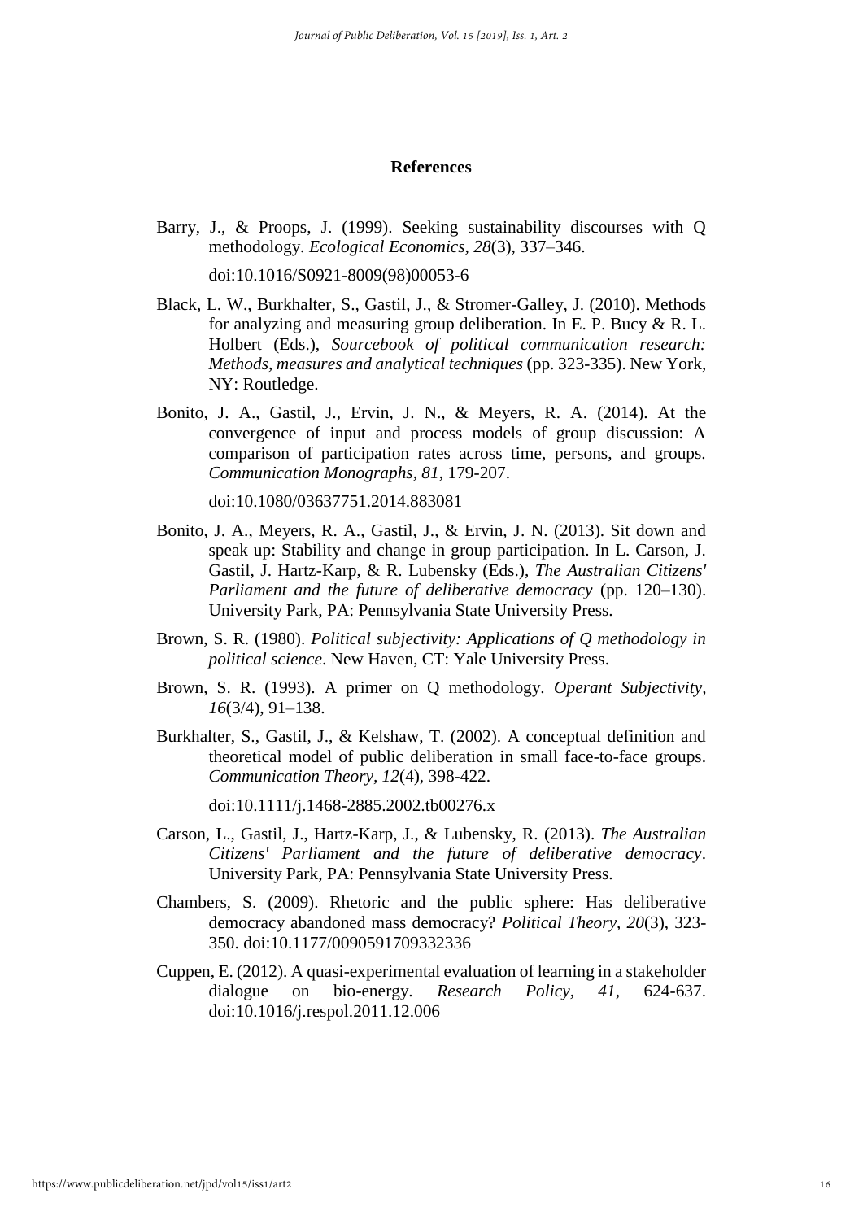## References

Barry, J., & Proops, J. (1999). Seeking sustainability discourses with Q methodology. *Ecological Economics, 28*(3), 337–346.

doi:10.1016/S0921-8009(98)00053-6

Black, L. W., Burkhalter, S., Gastil, J., & Stromer-Galley, J. (2010). Methods for analyzing and measuring group deliberation. In E. P. Bucy & R. L. Holbert (Eds.), *Sourcebook of political communication research: Methods, measures and analytical techniques* (pp. 323-335). New York, NY: Routledge.

Bonito, J. A., Gastil, J., Ervin, J. N., & Meyers, R. A. (2014). At the convergence of input and process models of group discussion: A comparison of participation rates across time, persons, and groups. *Communication Monographs, 81*, 179-207.

doi:10.1080/03637751.2014.883081

Bonito, J. A., Meyers, R. A., Gastil, J., & Ervin, J. N. (2013). Sit down and speak up: Stability and change in group participation. In L. Carson, J. Gastil, J. Hartz-Karp, & R. Lubensky (Eds.), *The Australian Citizens' Parliament and the future of deliberative democracy* (pp. 120–130). University Park, PA: Pennsylvania State University Press.

Brown, S. R. (1980). *Political subjectivity: Applications of Q methodology in political science*. New Haven, CT: Yale University Press.

Brown, S. R. (1993). A primer on Q methodology. *Operant Subjectivity, 16*(3/4), 91–138.

Burkhalter, S., Gastil, J., & Kelshaw, T. (2002). A conceptual definition and theoretical model of public deliberation in small face-to-face groups. *Communication Theory*, *12*(4), 398-422.

doi:10.1111/j.1468-2885.2002.tb00276.x

Carson, L., Gastil, J., Hartz-Karp, J., & Lubensky, R. (2013). *The Australian Citizens' Parliament and the future of deliberative democracy*. University Park, PA: Pennsylvania State University Press.

Chambers, S. (2009). Rhetoric and the public sphere: Has deliberative democracy abandoned mass democracy? *Political Theory, 20*(3), 323-350. doi:10.1177/0090591709332336

Cuppen, E. (2012). A quasi-experimental evaluation of learning in a stakeholder dialogue on bio-energy. *Research Policy, 41*, 624-637. doi:10.1016/j.respol.2011.12.006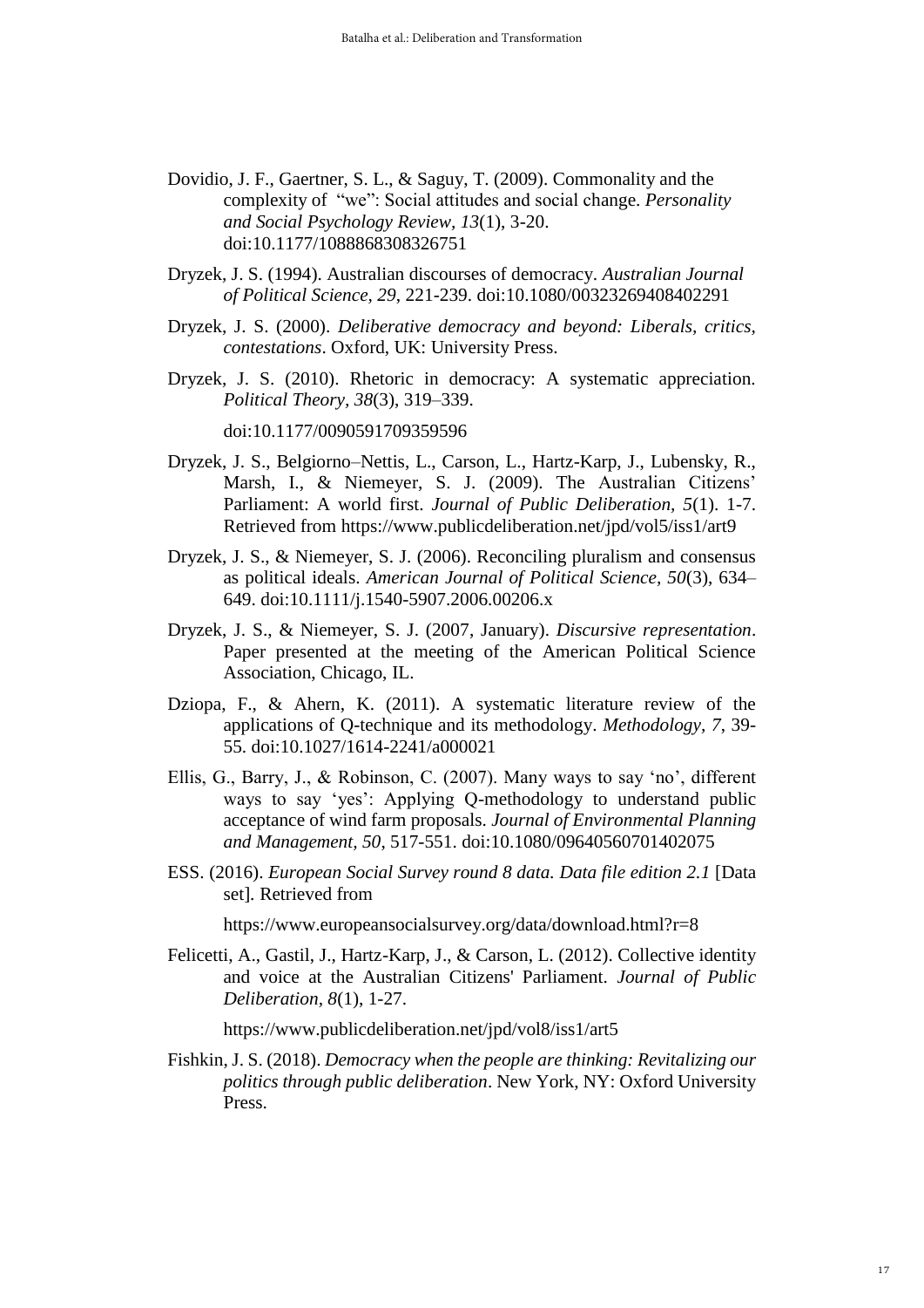Dovidio, J. F., Gaertner, S. L., & Saguy, T. (2009). Commonality and the complexity of "we": Social attitudes and social change. *Personality and Social Psychology Review, 13*(1), 3-20. doi:10.1177/1088868308326751

Dryzek, J. S. (1994). Australian discourses of democracy. *Australian Journal of Political Science, 29*, 221-239. doi:10.1080/00323269408402291

Dryzek, J. S. (2000). *Deliberative democracy and beyond: Liberals, critics, contestations*. Oxford, UK: University Press.

Dryzek, J. S. (2010). Rhetoric in democracy: A systematic appreciation. *Political Theory, 38*(3), 319–339.

doi:10.1177/0090591709359596

Dryzek, J. S., Belgiorno–Nettis, L., Carson, L., Hartz-Karp, J., Lubensky, R., Marsh, I., & Niemeyer, S. J. (2009). The Australian Citizens' Parliament: A world first. *Journal of Public Deliberation, 5*(1). 1-7. Retrieved from https://www.publicdeliberation.net/jpd/vol5/iss1/art9

Dryzek, J. S., & Niemeyer, S. J. (2006). Reconciling pluralism and consensus as political ideals. *American Journal of Political Science, 50*(3), 634–649. doi:10.1111/j.1540-5907.2006.00206.x

Dryzek, J. S., & Niemeyer, S. J. (2007, January). *Discursive representation*. Paper presented at the meeting of the American Political Science Association, Chicago, IL.

Dziopa, F., & Ahern, K. (2011). A systematic literature review of the applications of Q-technique and its methodology. *Methodology, 7*, 39-55. doi:10.1027/1614-2241/a000021

Ellis, G., Barry, J., & Robinson, C. (2007). Many ways to say 'no', different ways to say 'yes': Applying Q-methodology to understand public acceptance of wind farm proposals. *Journal of Environmental Planning and Management, 50*, 517-551. doi:10.1080/09640560701402075

ESS. (2016). *European Social Survey round 8 data. Data file edition 2.1* [Data set]. Retrieved from

https://www.europeansocialsurvey.org/data/download.html?r=8

Felicetti, A., Gastil, J., Hartz-Karp, J., & Carson, L. (2012). Collective identity and voice at the Australian Citizens' Parliament. *Journal of Public Deliberation, 8*(1), 1-27.

https://www.publicdeliberation.net/jpd/vol8/iss1/art5

Fishkin, J. S. (2018). *Democracy when the people are thinking: Revitalizing our politics through public deliberation*. New York, NY: Oxford University Press.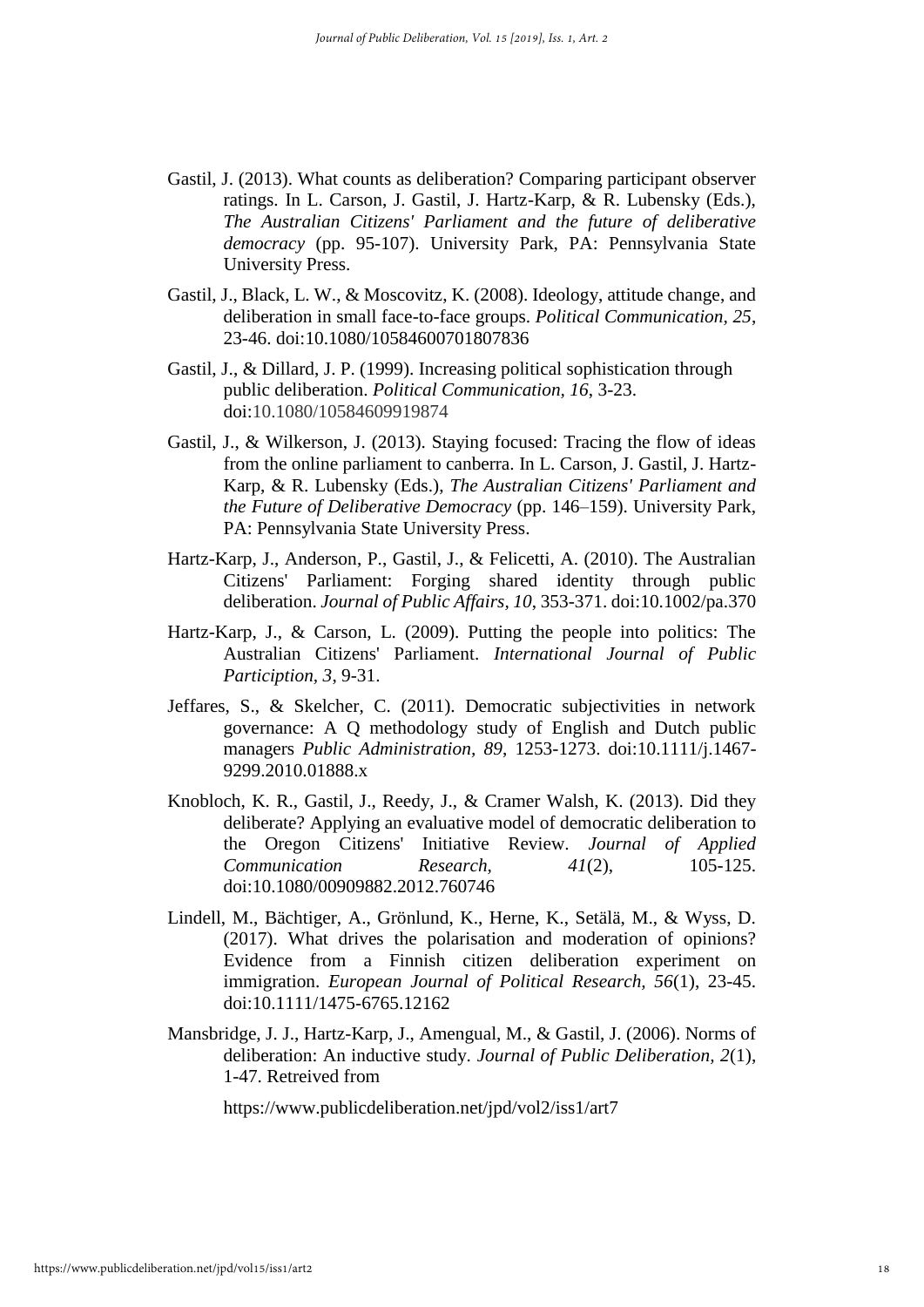Gastil, J. (2013). What counts as deliberation? Comparing participant observer ratings. In L. Carson, J. Gastil, J. Hartz-Karp, & R. Lubensky (Eds.), *The Australian Citizens' Parliament and the future of deliberative democracy* (pp. 95-107). University Park, PA: Pennsylvania State University Press.

Gastil, J., Black, L. W., & Moscovitz, K. (2008). Ideology, attitude change, and deliberation in small face-to-face groups. *Political Communication, 25*, 23-46. doi:10.1080/10584600701807836

Gastil, J., & Dillard, J. P. (1999). Increasing political sophistication through public deliberation. *Political Communication, 16*, 3-23. doi:10.1080/10584609919874

Gastil, J., & Wilkerson, J. (2013). Staying focused: Tracing the flow of ideas from the online parliament to canberra. In L. Carson, J. Gastil, J. Hartz-Karp, & R. Lubensky (Eds.), *The Australian Citizens' Parliament and the Future of Deliberative Democracy* (pp. 146–159). University Park, PA: Pennsylvania State University Press.

Hartz-Karp, J., Anderson, P., Gastil, J., & Felicetti, A. (2010). The Australian Citizens' Parliament: Forging shared identity through public deliberation. *Journal of Public Affairs, 10*, 353-371. doi:10.1002/pa.370

Hartz-Karp, J., & Carson, L. (2009). Putting the people into politics: The Australian Citizens' Parliament. *International Journal of Public Particiption, 3*, 9-31.

Jeffares, S., & Skelcher, C. (2011). Democratic subjectivities in network governance: A Q methodology study of English and Dutch public managers *Public Administration, 89*, 1253-1273. doi:10.1111/j.1467-9299.2010.01888.x

Knobloch, K. R., Gastil, J., Reedy, J., & Cramer Walsh, K. (2013). Did they deliberate? Applying an evaluative model of democratic deliberation to the Oregon Citizens' Initiative Review. *Journal of Applied Communication Research, 41*(2), 105-125. doi:10.1080/00909882.2012.760746

Lindell, M., Bächtiger, A., Grönlund, K., Herne, K., Setälä, M., & Wyss, D. (2017). What drives the polarisation and moderation of opinions? Evidence from a Finnish citizen deliberation experiment on immigration. *European Journal of Political Research, 56*(1), 23-45. doi:10.1111/1475-6765.12162

Mansbridge, J. J., Hartz-Karp, J., Amengual, M., & Gastil, J. (2006). Norms of deliberation: An inductive study. *Journal of Public Deliberation, 2*(1), 1-47. Retreived from

https://www.publicdeliberation.net/jpd/vol2/iss1/art7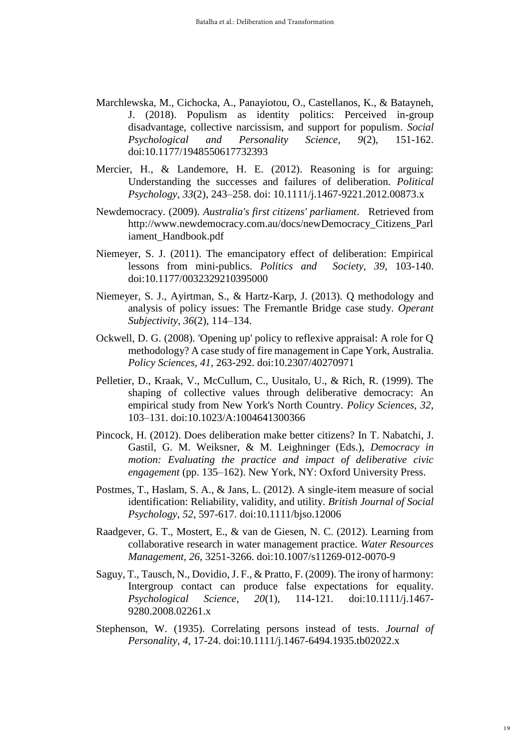Marchlewska, M., Cichocka, A., Panayiotou, O., Castellanos, K., & Batayneh, J. (2018). Populism as identity politics: Perceived in-group disadvantage, collective narcissism, and support for populism. *Social Psychological and Personality Science, 9*(2), 151-162. doi:10.1177/1948550617732393

Mercier, H., & Landemore, H. E. (2012). Reasoning is for arguing: Understanding the successes and failures of deliberation. *Political Psychology, 33*(2), 243–258. doi: 10.1111/j.1467-9221.2012.00873.x

Newdemocracy. (2009). *Australia's first citizens' parliament*. Retrieved from http://www.newdemocracy.com.au/docs/newDemocracy_Citizens_Parliament_Handbook.pdf

Niemeyer, S. J. (2011). The emancipatory effect of deliberation: Empirical lessons from mini-publics. *Politics and Society, 39*, 103-140. doi:10.1177/0032329210395000

Niemeyer, S. J., Ayirtman, S., & Hartz-Karp, J. (2013). Q methodology and analysis of policy issues: The Fremantle Bridge case study. *Operant Subjectivity, 36*(2), 114–134.

Ockwell, D. G. (2008). 'Opening up' policy to reflexive appraisal: A role for Q methodology? A case study of fire management in Cape York, Australia. *Policy Sciences, 41*, 263-292. doi:10.2307/40270971

Pelletier, D., Kraak, V., McCullum, C., Uusitalo, U., & Rich, R. (1999). The shaping of collective values through deliberative democracy: An empirical study from New York's North Country. *Policy Sciences, 32*, 103–131. doi:10.1023/A:1004641300366

Pincock, H. (2012). Does deliberation make better citizens? In T. Nabatchi, J. Gastil, G. M. Weiksner, & M. Leighninger (Eds.), *Democracy in motion: Evaluating the practice and impact of deliberative civic engagement* (pp. 135–162). New York, NY: Oxford University Press.

Postmes, T., Haslam, S. A., & Jans, L. (2012). A single-item measure of social identification: Reliability, validity, and utility. *British Journal of Social Psychology, 52*, 597-617. doi:10.1111/bjso.12006

Raadgever, G. T., Mostert, E., & van de Giesen, N. C. (2012). Learning from collaborative research in water management practice. *Water Resources Management, 26*, 3251-3266. doi:10.1007/s11269-012-0070-9

Saguy, T., Tausch, N., Dovidio, J. F., & Pratto, F. (2009). The irony of harmony: Intergroup contact can produce false expectations for equality. *Psychological Science, 20*(1), 114-121. doi:10.1111/j.1467-9280.2008.02261.x

Stephenson, W. (1935). Correlating persons instead of tests. *Journal of Personality, 4*, 17-24. doi:10.1111/j.1467-6494.1935.tb02022.x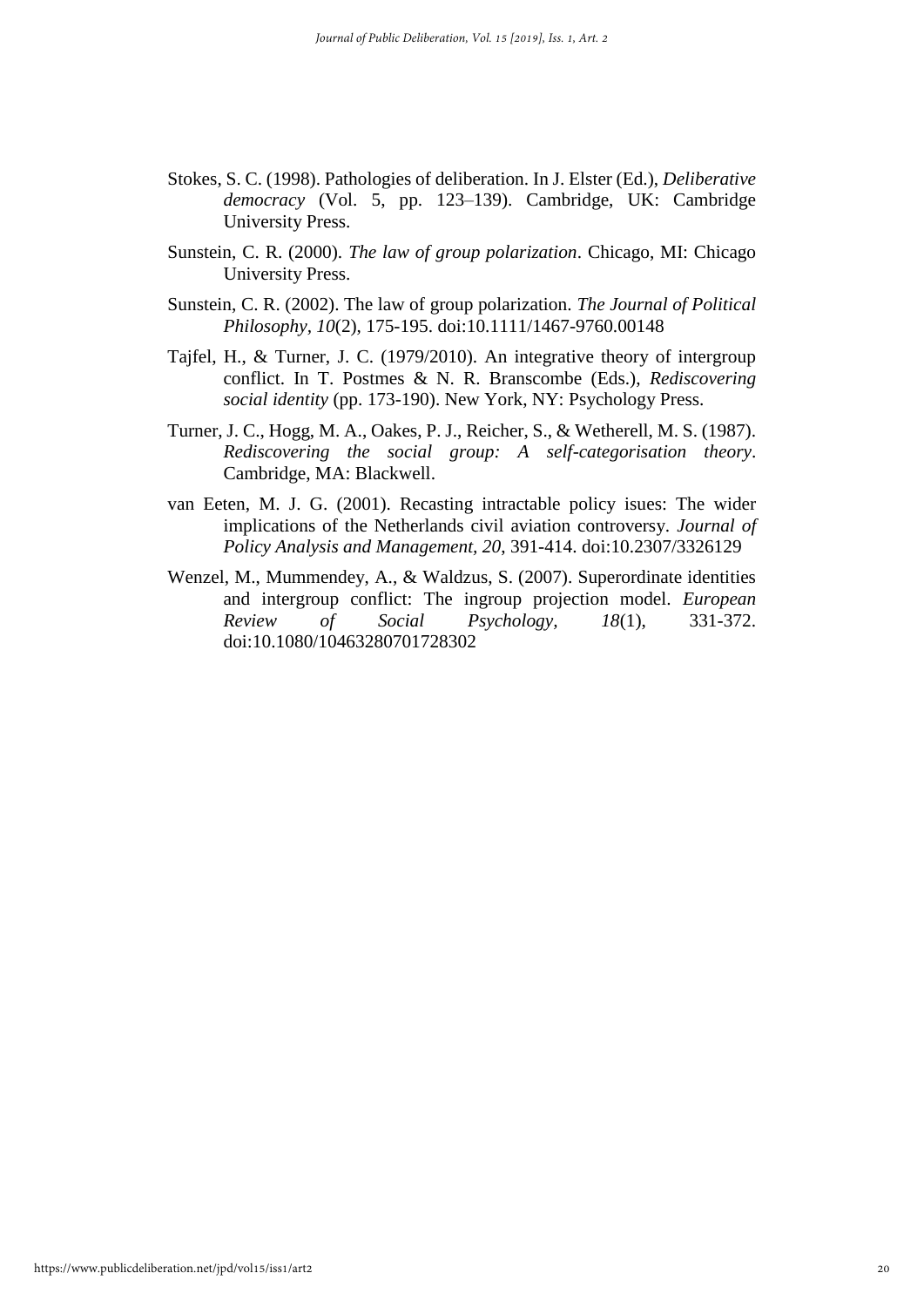Stokes, S. C. (1998). Pathologies of deliberation. In J. Elster (Ed.), *Deliberative democracy* (Vol. 5, pp. 123–139). Cambridge, UK: Cambridge University Press.

Sunstein, C. R. (2000). *The law of group polarization*. Chicago, MI: Chicago University Press.

Sunstein, C. R. (2002). The law of group polarization. *The Journal of Political Philosophy, 10*(2), 175-195. doi:10.1111/1467-9760.00148

Tajfel, H., & Turner, J. C. (1979/2010). An integrative theory of intergroup conflict. In T. Postmes & N. R. Branscombe (Eds.), *Rediscovering social identity* (pp. 173-190). New York, NY: Psychology Press.

Turner, J. C., Hogg, M. A., Oakes, P. J., Reicher, S., & Wetherell, M. S. (1987). *Rediscovering the social group: A self-categorisation theory*. Cambridge, MA: Blackwell.

van Eeten, M. J. G. (2001). Recasting intractable policy isues: The wider implications of the Netherlands civil aviation controversy. *Journal of Policy Analysis and Management, 20*, 391-414. doi:10.2307/3326129

Wenzel, M., Mummendey, A., & Waldzus, S. (2007). Superordinate identities and intergroup conflict: The ingroup projection model. *European Review of Social Psychology, 18*(1), 331-372. doi:10.1080/10463280701728302